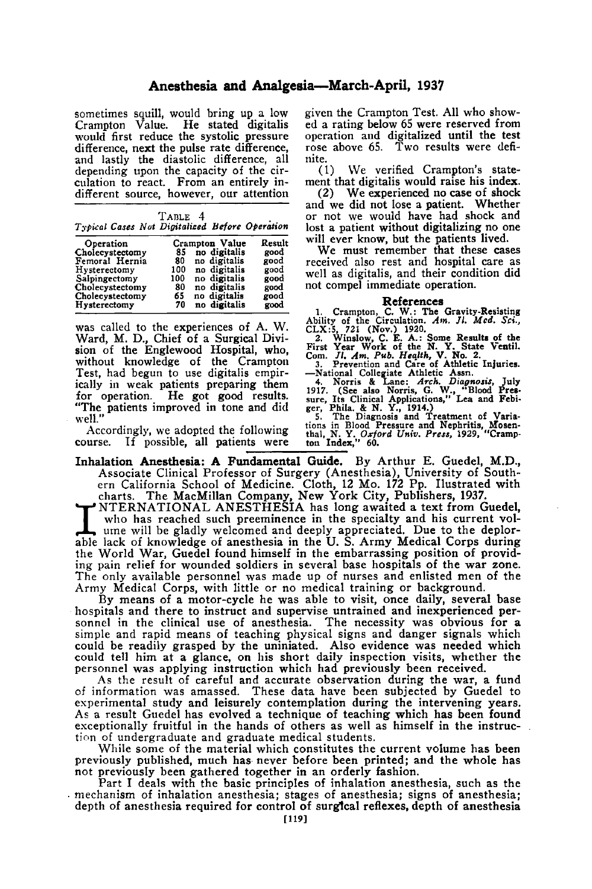sometimes squill, would bring up a low Crampton Value. He stated digitalis would first reduce the systolic pressure difference, next the pulse rate difference, and lastly the diastolic difference, all depending upon the capacity of the circulation to react. From an entirely indifferent source, however, our attention was called to the experiences of A. W. Ward, M. D., Chief of a Surgical Division of the Englewood Hospital, who, without knowledge of the Crampton Test, had begun to use digitalis empirically in weak patients preparing them for operation. He got good results. "The patients improved in tone and did well."

TABLE 4

*Typical Cases Not Digitalized Before Operation*

| Operation | Crampton Value | | Result |
|---|---|---|---|
| Cholecystectomy | 85 | no digitalis | good |
| Femoral Hernia | 80 | no digitalis | good |
| Hysterectomy | 100 | no digitalis | good |
| Salpingectomy | 100 | no digitalis | good |
| Cholecystectomy | 80 | no digitalis | good |
| Cholecystectomy | 65 | no digitalis | good |
| Hysterectomy | 70 | no digitalis | good |

Accordingly, we adopted the following course. If possible, all patients were given the Crampton Test. All who showed a rating below 65 were reserved from operation and digitalized until the test rose above 65. Two results were definite.

(1) We verified Crampton's statement that digitalis would raise his index.

(2) We experienced no case of shock and we did not lose a patient. Whether or not we would have had shock and lost a patient without digitalizing no one will ever know, but the patients lived.

We must remember that these cases received also rest and hospital care as well as digitalis, and their condition did not compel immediate operation.

## References

1. Crampton, C. W.: The Gravity-Resisting Ability of the Circulation. *Am. Jl. Med. Sci.*, CLX:5, 721 (Nov.) 1920.
2. Winslow, C. E. A.: Some Results of the First Year Work of the N. Y. State Ventil. Com. *Jl. Am. Pub. Health*, V. No. 2.
3. Prevention and Care of Athletic Injuries. —National Collegiate Athletic Assn.
4. Norris & Lane: *Arch. Diagnosis*, July 1917. (See also Norris, G. W., "Blood Pressure, Its Clinical Applications," Lea and Febiger, Phila. & N. Y., 1914.)
5. The Diagnosis and Treatment of Variations in Blood Pressure and Nephritis, Mosenthal, N. Y. *Oxford Univ. Press*, 1929, "Crampton Index," 60.

**Inhalation Anesthesia: A Fundamental Guide.** By Arthur E. Guedel, M.D., Associate Clinical Professor of Surgery (Anesthesia), University of Southern California School of Medicine. Cloth, 12 Mo. 172 Pp. Illustrated with charts. The MacMillan Company, New York City, Publishers, 1937.

INTERNATIONAL ANESTHESIA has long awaited a text from Guedel, who has reached such preeminence in the specialty and his current volume will be gladly welcomed and deeply appreciated. Due to the deplorable lack of knowledge of anesthesia in the U. S. Army Medical Corps during the World War, Guedel found himself in the embarrassing position of providing pain relief for wounded soldiers in several base hospitals of the war zone. The only available personnel was made up of nurses and enlisted men of the Army Medical Corps, with little or no medical training or background.

By means of a motor-cycle he was able to visit, once daily, several base hospitals and there to instruct and supervise untrained and inexperienced personnel in the clinical use of anesthesia. The necessity was obvious for a simple and rapid means of teaching physical signs and danger signals which could be readily grasped by the uninitiated. Also evidence was needed which could tell him at a glance, on his short daily inspection visits, whether the personnel was applying instruction which had previously been received.

As the result of careful and accurate observation during the war, a fund of information was amassed. These data have been subjected by Guedel to experimental study and leisurely contemplation during the intervening years. As a result Guedel has evolved a technique of teaching which has been found exceptionally fruitful in the hands of others as well as himself in the instruction of undergraduate and graduate medical students.

While some of the material which constitutes the current volume has been previously published, much has never before been printed; and the whole has not previously been gathered together in an orderly fashion.

Part I deals with the basic principles of inhalation anesthesia, such as the mechanism of inhalation anesthesia; stages of anesthesia; signs of anesthesia; depth of anesthesia required for control of surgical reflexes, depth of anesthesia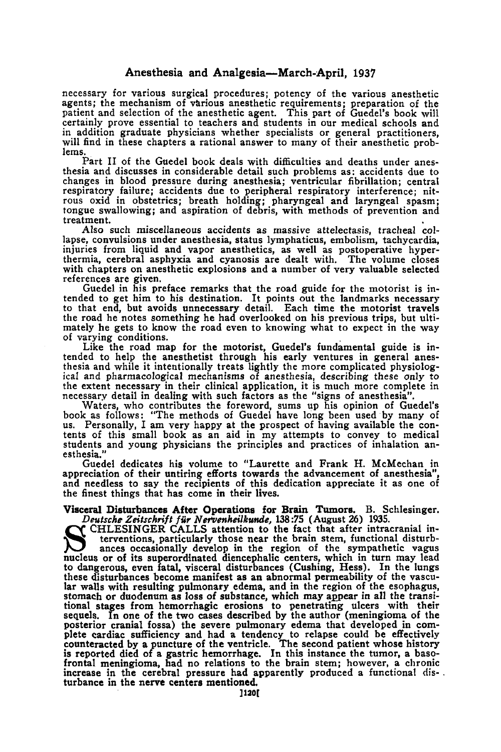necessary for various surgical procedures; potency of the various anesthetic agents; the mechanism of various anesthetic requirements; preparation of the patient and selection of the anesthetic agent. This part of Guedel's book will certainly prove essential to teachers and students in our medical schools and in addition graduate physicians whether specialists or general practitioners, will find in these chapters a rational answer to many of their anesthetic problems.

Part II of the Guedel book deals with difficulties and deaths under anesthesia and discusses in considerable detail such problems as: accidents due to changes in blood pressure during anesthesia; ventricular fibrillation; central respiratory failure; accidents due to peripheral respiratory interference; nitrous oxid in obstetrics; breath holding; pharyngeal and laryngeal spasm; tongue swallowing; and aspiration of debris, with methods of prevention and treatment.

Also such miscellaneous accidents as massive attelectasis, tracheal collapse, convulsions under anesthesia, status lymphaticus, embolism, tachycardia, injuries from liquid and vapor anesthetics, as well as postoperative hyperthermia, cerebral asphyxia and cyanosis are dealt with. The volume closes with chapters on anesthetic explosions and a number of very valuable selected references are given.

Guedel in his preface remarks that the road guide for the motorist is intended to get him to his destination. It points out the landmarks necessary to that end, but avoids unnecessary detail. Each time the motorist travels the road he notes something he had overlooked on his previous trips, but ultimately he gets to know the road even to knowing what to expect in the way of varying conditions.

Like the road map for the motorist, Guedel's fundamental guide is intended to help the anesthetist through his early ventures in general anesthesia and while it intentionally treats lightly the more complicated physiological and pharmacological mechanisms of anesthesia, describing these only to the extent necessary in their clinical application, it is much more complete in necessary detail in dealing with such factors as the "signs of anesthesia".

Waters, who contributes the foreword, sums up his opinion of Guedel's book as follows: "The methods of Guedel have long been used by many of us. Personally, I am very happy at the prospect of having available the contents of this small book as an aid in my attempts to convey to medical students and young physicians the principles and practices of inhalation anesthesia."

Guedel dedicates his volume to "Laurette and Frank H. McMechan in appreciation of their untiring efforts towards the advancement of anesthesia", and needless to say the recipients of this dedication appreciate it as one of the finest things that has come in their lives.

**Visceral Disturbances After Operations for Brain Tumors.** B. Schlesinger. *Deutsche Zeitschrift für Nervenheilkunde,* 138:75 (August 26) 1935.

SCHLESINGER CALLS attention to the fact that after intracranial interventions, particularly those near the brain stem, functional disturbances occasionally develop in the region of the sympathetic vagus nucleus or of its superordinated diencephalic centers, which in turn may lead to dangerous, even fatal, visceral disturbances (Cushing, Hess). In the lungs these disturbances become manifest as an abnormal permeability of the vascular walls with resulting pulmonary edema, and in the region of the esophagus, stomach or duodenum as loss of substance, which may appear in all the transitional stages from hemorrhagic erosions to penetrating ulcers with their sequels. In one of the two cases described by the author (meningioma of the posterior cranial fossa) the severe pulmonary edema that developed in complete cardiac sufficiency and had a tendency to relapse could be effectively counteracted by a puncture of the ventricle. The second patient whose history is reported died of a gastric hemorrhage. In this instance the tumor, a basofrontal meningioma, had no relations to the brain stem; however, a chronic increase in the cerebral pressure had apparently produced a functional disturbance in the nerve centers mentioned.